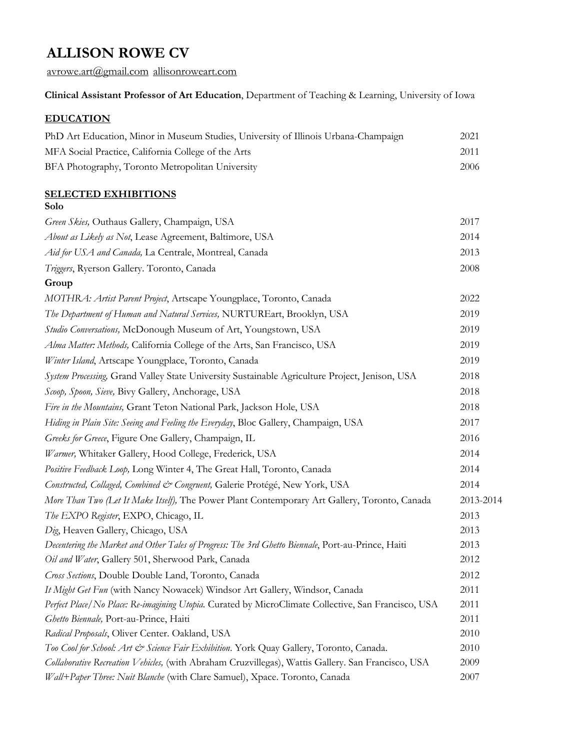# ALLISON ROWE CV

avrowe.art@gmail.com allisonroweart.com

**Clinical Assistant Professor of Art Education**, Department of Teaching & Learning, University of Iowa

## EDUCATION

| | |
|---|---|
| PhD Art Education, Minor in Museum Studies, University of Illinois Urbana-Champaign | 2021 |
| MFA Social Practice, California College of the Arts | 2011 |
| BFA Photography, Toronto Metropolitan University | 2006 |

## SELECTED EXHIBITIONS

### Solo

| | |
|---|---|
| *Green Skies,* Outhaus Gallery, Champaign, USA | 2017 |
| *About as Likely as Not*, Lease Agreement, Baltimore, USA | 2014 |
| *Aid for USA and Canada,* La Centrale, Montreal, Canada | 2013 |
| *Triggers*, Ryerson Gallery. Toronto, Canada | 2008 |

### Group

| | |
|---|---|
| *MOTHRA: Artist Parent Project*, Artscape Youngplace, Toronto, Canada | 2022 |
| *The Department of Human and Natural Services,* NURTUREart, Brooklyn, USA | 2019 |
| *Studio Conversations,* McDonough Museum of Art, Youngstown, USA | 2019 |
| *Alma Matter: Methods,* California College of the Arts, San Francisco, USA | 2019 |
| *Winter Island*, Artscape Youngplace, Toronto, Canada | 2019 |
| *System Processing,* Grand Valley State University Sustainable Agriculture Project, Jenison, USA | 2018 |
| *Scoop, Spoon, Sieve,* Bivy Gallery, Anchorage, USA | 2018 |
| *Fire in the Mountains,* Grant Teton National Park, Jackson Hole, USA | 2018 |
| *Hiding in Plain Site: Seeing and Feeling the Everyday*, Bloc Gallery, Champaign, USA | 2017 |
| *Greeks for Greece*, Figure One Gallery, Champaign, IL | 2016 |
| *Warmer,* Whitaker Gallery, Hood College, Frederick, USA | 2014 |
| *Positive Feedback Loop,* Long Winter 4, The Great Hall, Toronto, Canada | 2014 |
| *Constructed, Collaged, Combined & Congruent,* Galerie Protégé, New York, USA | 2014 |
| *More Than Two (Let It Make Itself),* The Power Plant Contemporary Art Gallery, Toronto, Canada | 2013-2014 |
| *The EXPO Register*, EXPO, Chicago, IL | 2013 |
| *Dig*, Heaven Gallery, Chicago, USA | 2013 |
| *Decentering the Market and Other Tales of Progress: The 3rd Ghetto Biennale*, Port-au-Prince, Haiti | 2013 |
| *Oil and Water*, Gallery 501, Sherwood Park, Canada | 2012 |
| *Cross Sections*, Double Double Land, Toronto, Canada | 2012 |
| *It Might Get Fun* (with Nancy Nowacek) Windsor Art Gallery, Windsor, Canada | 2011 |
| *Perfect Place/No Place: Re-imagining Utopia.* Curated by MicroClimate Collective, San Francisco, USA | 2011 |
| *Ghetto Biennale,* Port-au-Prince, Haiti | 2011 |
| *Radical Proposals*, Oliver Center. Oakland, USA | 2010 |
| *Too Cool for School: Art & Science Fair Exhibition*. York Quay Gallery, Toronto, Canada. | 2010 |
| *Collaborative Recreation Vehicles,* (with Abraham Cruzvillegas), Wattis Gallery. San Francisco, USA | 2009 |
| *Wall+Paper Three: Nuit Blanche* (with Clare Samuel), Xpace. Toronto, Canada | 2007 |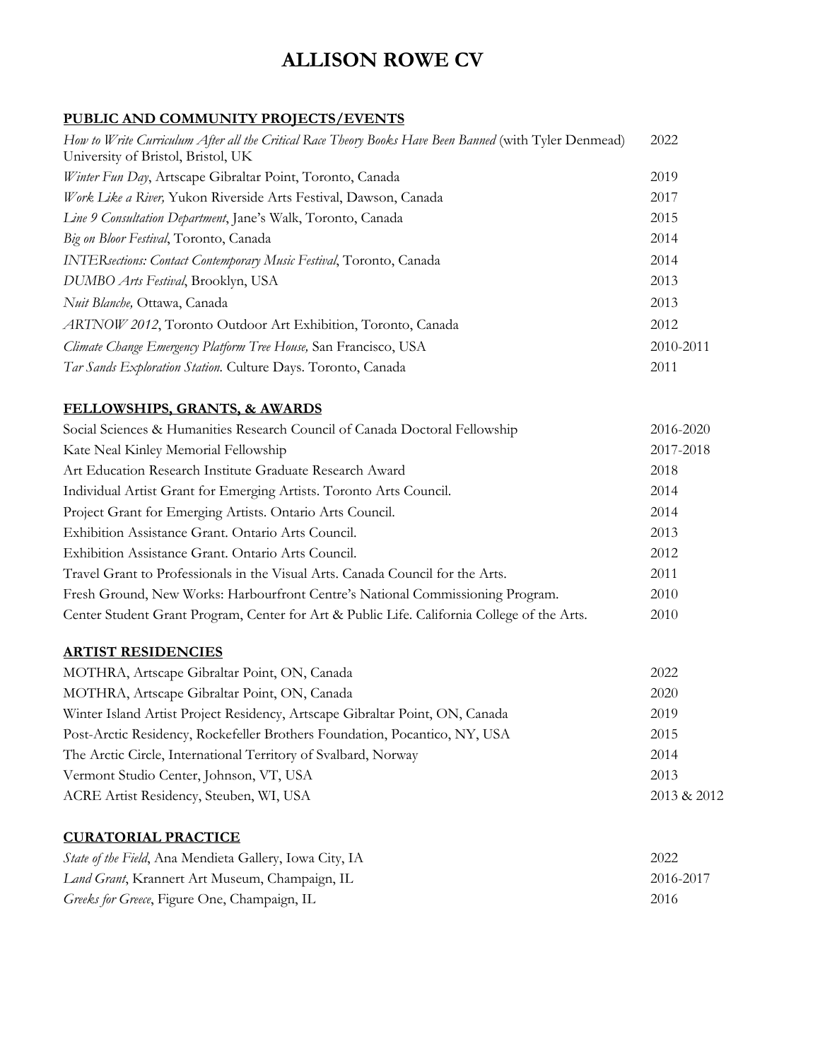# ALLISON ROWE CV

## PUBLIC AND COMMUNITY PROJECTS/EVENTS

| | |
|---|---|
| *How to Write Curriculum After all the Critical Race Theory Books Have Been Banned* (with Tyler Denmead) University of Bristol, Bristol, UK | 2022 |
| *Winter Fun Day*, Artscape Gibraltar Point, Toronto, Canada | 2019 |
| *Work Like a River,* Yukon Riverside Arts Festival, Dawson, Canada | 2017 |
| *Line 9 Consultation Department*, Jane's Walk, Toronto, Canada | 2015 |
| *Big on Bloor Festival*, Toronto, Canada | 2014 |
| *INTERsections: Contact Contemporary Music Festival*, Toronto, Canada | 2014 |
| *DUMBO Arts Festival*, Brooklyn, USA | 2013 |
| *Nuit Blanche,* Ottawa, Canada | 2013 |
| *ARTNOW 2012*, Toronto Outdoor Art Exhibition, Toronto, Canada | 2012 |
| *Climate Change Emergency Platform Tree House,* San Francisco, USA | 2010-2011 |
| *Tar Sands Exploration Station.* Culture Days. Toronto, Canada | 2011 |

## FELLOWSHIPS, GRANTS, & AWARDS

| | |
|---|---|
| Social Sciences & Humanities Research Council of Canada Doctoral Fellowship | 2016-2020 |
| Kate Neal Kinley Memorial Fellowship | 2017-2018 |
| Art Education Research Institute Graduate Research Award | 2018 |
| Individual Artist Grant for Emerging Artists. Toronto Arts Council. | 2014 |
| Project Grant for Emerging Artists. Ontario Arts Council. | 2014 |
| Exhibition Assistance Grant. Ontario Arts Council. | 2013 |
| Exhibition Assistance Grant. Ontario Arts Council. | 2012 |
| Travel Grant to Professionals in the Visual Arts. Canada Council for the Arts. | 2011 |
| Fresh Ground, New Works: Harbourfront Centre's National Commissioning Program. | 2010 |
| Center Student Grant Program, Center for Art & Public Life. California College of the Arts. | 2010 |

## ARTIST RESIDENCIES

| | |
|---|---|
| MOTHRA, Artscape Gibraltar Point, ON, Canada | 2022 |
| MOTHRA, Artscape Gibraltar Point, ON, Canada | 2020 |
| Winter Island Artist Project Residency, Artscape Gibraltar Point, ON, Canada | 2019 |
| Post-Arctic Residency, Rockefeller Brothers Foundation, Pocantico, NY, USA | 2015 |
| The Arctic Circle, International Territory of Svalbard, Norway | 2014 |
| Vermont Studio Center, Johnson, VT, USA | 2013 |
| ACRE Artist Residency, Steuben, WI, USA | 2013 & 2012 |

## CURATORIAL PRACTICE

| | |
|---|---|
| *State of the Field*, Ana Mendieta Gallery, Iowa City, IA | 2022 |
| *Land Grant*, Krannert Art Museum, Champaign, IL | 2016-2017 |
| *Greeks for Greece*, Figure One, Champaign, IL | 2016 |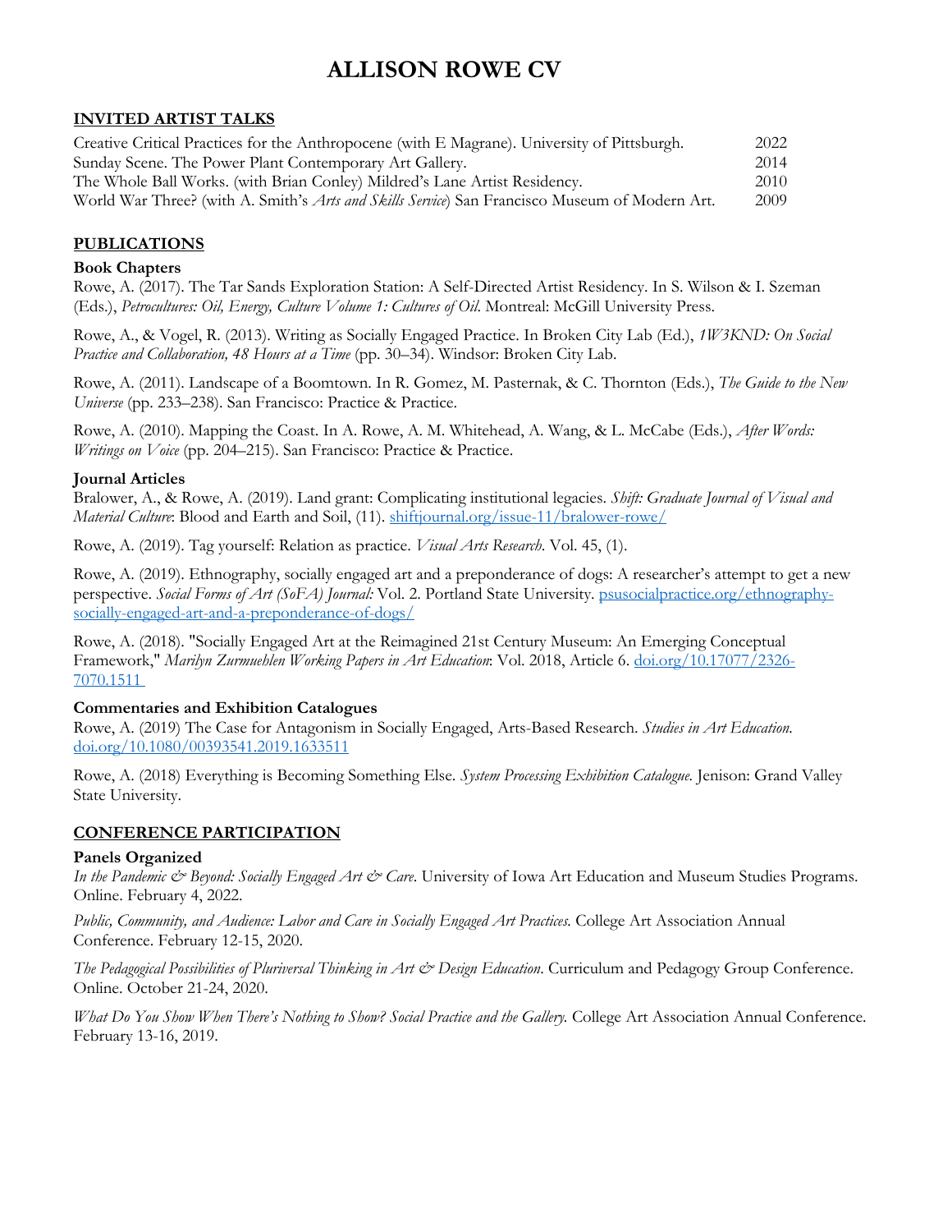# ALLISON ROWE CV

## INVITED ARTIST TALKS

| | |
|---|---|
| Creative Critical Practices for the Anthropocene (with E Magrane). University of Pittsburgh. | 2022 |
| Sunday Scene. The Power Plant Contemporary Art Gallery. | 2014 |
| The Whole Ball Works. (with Brian Conley) Mildred's Lane Artist Residency. | 2010 |
| World War Three? (with A. Smith's *Arts and Skills Service*) San Francisco Museum of Modern Art. | 2009 |

## PUBLICATIONS

### Book Chapters

Rowe, A. (2017). The Tar Sands Exploration Station: A Self-Directed Artist Residency. In S. Wilson & I. Szeman (Eds.), *Petrocultures: Oil, Energy, Culture Volume 1: Cultures of Oil.* Montreal: McGill University Press.

Rowe, A., & Vogel, R. (2013). Writing as Socially Engaged Practice. In Broken City Lab (Ed.), *1W3KND: On Social Practice and Collaboration, 48 Hours at a Time* (pp. 30–34). Windsor: Broken City Lab.

Rowe, A. (2011). Landscape of a Boomtown. In R. Gomez, M. Pasternak, & C. Thornton (Eds.), *The Guide to the New Universe* (pp. 233–238). San Francisco: Practice & Practice.

Rowe, A. (2010). Mapping the Coast. In A. Rowe, A. M. Whitehead, A. Wang, & L. McCabe (Eds.), *After Words: Writings on Voice* (pp. 204–215). San Francisco: Practice & Practice.

### Journal Articles

Bralower, A., & Rowe, A. (2019). Land grant: Complicating institutional legacies. *Shift: Graduate Journal of Visual and Material Culture*: Blood and Earth and Soil, (11). shiftjournal.org/issue-11/bralower-rowe/

Rowe, A. (2019). Tag yourself: Relation as practice. *Visual Arts Research.* Vol. 45, (1).

Rowe, A. (2019). Ethnography, socially engaged art and a preponderance of dogs: A researcher's attempt to get a new perspective. *Social Forms of Art (SoFA) Journal:* Vol. 2. Portland State University. psusocialpractice.org/ethnography-socially-engaged-art-and-a-preponderance-of-dogs/

Rowe, A. (2018). "Socially Engaged Art at the Reimagined 21st Century Museum: An Emerging Conceptual Framework," *Marilyn Zurmuehlen Working Papers in Art Education*: Vol. 2018, Article 6. doi.org/10.17077/2326-7070.1511

### Commentaries and Exhibition Catalogues

Rowe, A. (2019) The Case for Antagonism in Socially Engaged, Arts-Based Research. *Studies in Art Education.* doi.org/10.1080/00393541.2019.1633511

Rowe, A. (2018) Everything is Becoming Something Else. *System Processing Exhibition Catalogue.* Jenison: Grand Valley State University.

## CONFERENCE PARTICIPATION

### Panels Organized

*In the Pandemic & Beyond: Socially Engaged Art & Care.* University of Iowa Art Education and Museum Studies Programs. Online. February 4, 2022.

*Public, Community, and Audience: Labor and Care in Socially Engaged Art Practices.* College Art Association Annual Conference. February 12-15, 2020.

*The Pedagogical Possibilities of Pluriversal Thinking in Art & Design Education.* Curriculum and Pedagogy Group Conference. Online. October 21-24, 2020.

*What Do You Show When There's Nothing to Show? Social Practice and the Gallery.* College Art Association Annual Conference. February 13-16, 2019.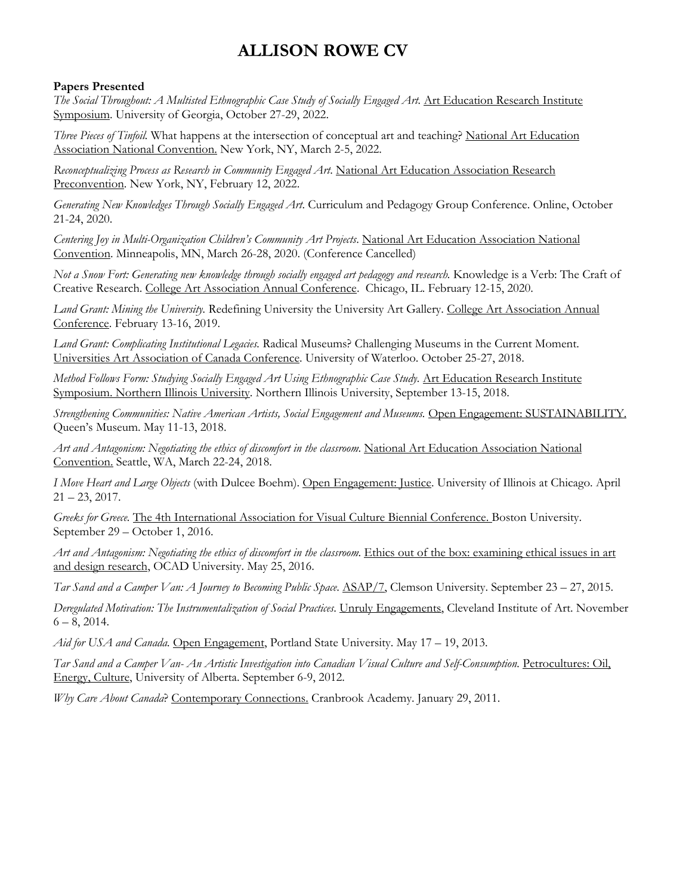# ALLISON ROWE CV

**Papers Presented**

*The Social Throughout: A Multisted Ethnographic Case Study of Socially Engaged Art.* Art Education Research Institute Symposium. University of Georgia, October 27-29, 2022.

*Three Pieces of Tinfoil.* What happens at the intersection of conceptual art and teaching? National Art Education Association National Convention. New York, NY, March 2-5, 2022.

*Reconceptualizing Process as Research in Community Engaged Art.* National Art Education Association Research Preconvention. New York, NY, February 12, 2022.

*Generating New Knowledges Through Socially Engaged Art.* Curriculum and Pedagogy Group Conference. Online, October 21-24, 2020.

*Centering Joy in Multi-Organization Children's Community Art Projects.* National Art Education Association National Convention. Minneapolis, MN, March 26-28, 2020. (Conference Cancelled)

*Not a Snow Fort: Generating new knowledge through socially engaged art pedagogy and research.* Knowledge is a Verb: The Craft of Creative Research. College Art Association Annual Conference. Chicago, IL. February 12-15, 2020.

*Land Grant: Mining the University.* Redefining University the University Art Gallery. College Art Association Annual Conference. February 13-16, 2019.

*Land Grant: Complicating Institutional Legacies.* Radical Museums? Challenging Museums in the Current Moment. Universities Art Association of Canada Conference. University of Waterloo. October 25-27, 2018.

*Method Follows Form: Studying Socially Engaged Art Using Ethnographic Case Study.* Art Education Research Institute Symposium. Northern Illinois University. Northern Illinois University, September 13-15, 2018.

*Strengthening Communities: Native American Artists, Social Engagement and Museums.* Open Engagement: SUSTAINABILITY. Queen's Museum. May 11-13, 2018.

*Art and Antagonism: Negotiating the ethics of discomfort in the classroom.* National Art Education Association National Convention. Seattle, WA, March 22-24, 2018.

*I Move Heart and Large Objects* (with Dulcee Boehm). Open Engagement: Justice. University of Illinois at Chicago. April 21 – 23, 2017.

*Greeks for Greece.* The 4th International Association for Visual Culture Biennial Conference. Boston University. September 29 – October 1, 2016.

*Art and Antagonism: Negotiating the ethics of discomfort in the classroom.* Ethics out of the box: examining ethical issues in art and design research, OCAD University. May 25, 2016.

*Tar Sand and a Camper Van: A Journey to Becoming Public Space.* ASAP/7, Clemson University. September 23 – 27, 2015.

*Deregulated Motivation: The Instrumentalization of Social Practices.* Unruly Engagements, Cleveland Institute of Art. November 6 – 8, 2014.

*Aid for USA and Canada.* Open Engagement, Portland State University. May 17 – 19, 2013.

*Tar Sand and a Camper Van- An Artistic Investigation into Canadian Visual Culture and Self-Consumption.* Petrocultures: Oil, Energy, Culture, University of Alberta. September 6-9, 2012.

*Why Care About Canada*? Contemporary Connections. Cranbrook Academy. January 29, 2011.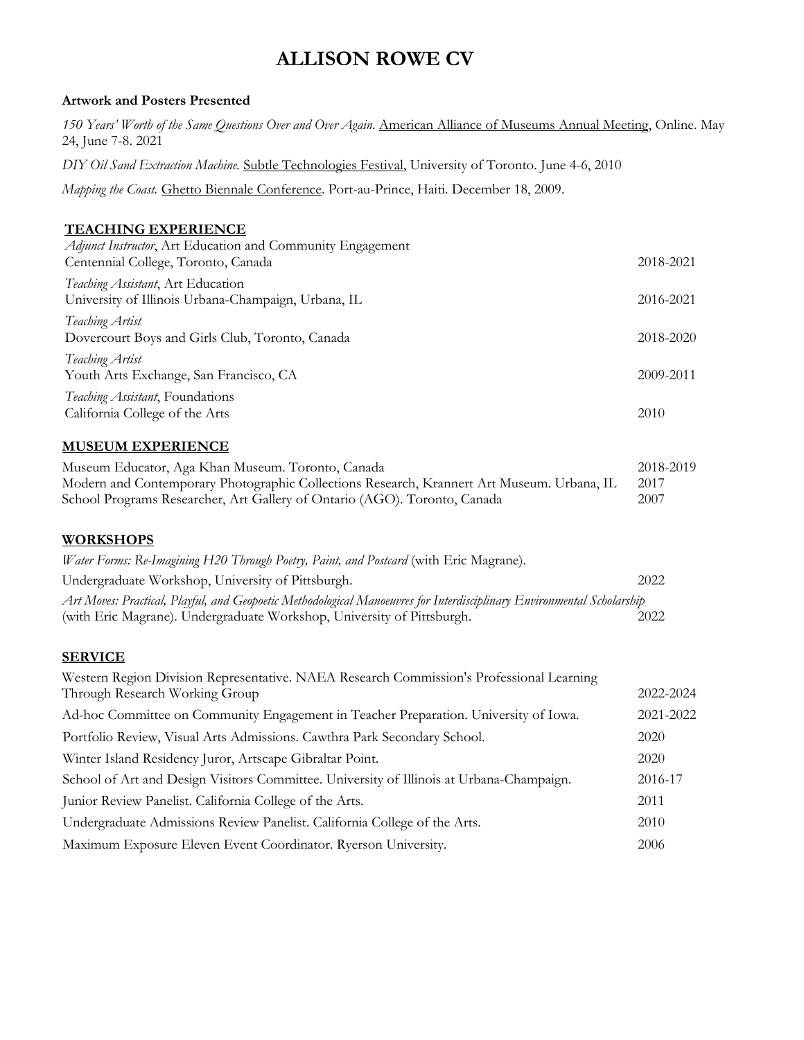# ALLISON ROWE CV

**Artwork and Posters Presented**

*150 Years' Worth of the Same Questions Over and Over Again.* American Alliance of Museums Annual Meeting, Online. May 24, June 7-8. 2021

*DIY Oil Sand Extraction Machine.* Subtle Technologies Festival, University of Toronto. June 4-6, 2010

*Mapping the Coast.* Ghetto Biennale Conference. Port-au-Prince, Haiti. December 18, 2009.

## TEACHING EXPERIENCE

*Adjunct Instructor*, Art Education and Community Engagement
Centennial College, Toronto, Canada — 2018-2021

*Teaching Assistant*, Art Education
University of Illinois Urbana-Champaign, Urbana, IL — 2016-2021

*Teaching Artist*
Dovercourt Boys and Girls Club, Toronto, Canada — 2018-2020

*Teaching Artist*
Youth Arts Exchange, San Francisco, CA — 2009-2011

*Teaching Assistant*, Foundations
California College of the Arts — 2010

## MUSEUM EXPERIENCE

Museum Educator, Aga Khan Museum. Toronto, Canada — 2018-2019

Modern and Contemporary Photographic Collections Research, Krannert Art Museum. Urbana, IL — 2017

School Programs Researcher, Art Gallery of Ontario (AGO). Toronto, Canada — 2007

## WORKSHOPS

*Water Forms: Re-Imagining H20 Through Poetry, Paint, and Postcard* (with Eric Magrane).
Undergraduate Workshop, University of Pittsburgh. — 2022

*Art Moves: Practical, Playful, and Geopoetic Methodological Manoeuvres for Interdisciplinary Environmental Scholarship* (with Eric Magrane). Undergraduate Workshop, University of Pittsburgh. — 2022

## SERVICE

Western Region Division Representative. NAEA Research Commission's Professional Learning Through Research Working Group — 2022-2024

Ad-hoc Committee on Community Engagement in Teacher Preparation. University of Iowa. — 2021-2022

Portfolio Review, Visual Arts Admissions. Cawthra Park Secondary School. — 2020

Winter Island Residency Juror, Artscape Gibraltar Point. — 2020

School of Art and Design Visitors Committee. University of Illinois at Urbana-Champaign. — 2016-17

Junior Review Panelist. California College of the Arts. — 2011

Undergraduate Admissions Review Panelist. California College of the Arts. — 2010

Maximum Exposure Eleven Event Coordinator. Ryerson University. — 2006